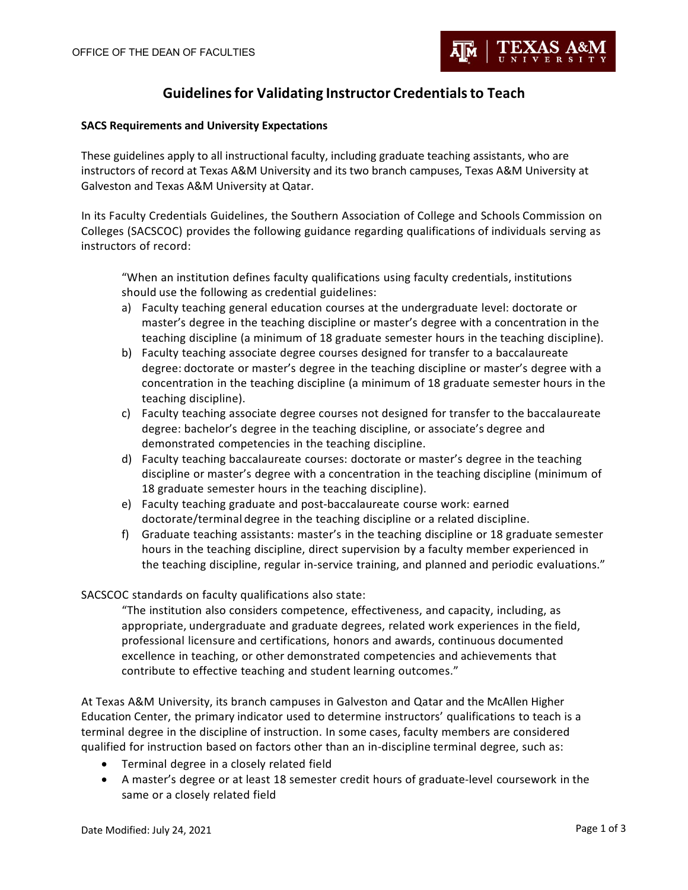OFFICE OF THE DEAN OF FACULTIES

# Guidelines for Validating Instructor Credentials to Teach

**SACS Requirements and University Expectations**

These guidelines apply to all instructional faculty, including graduate teaching assistants, who are instructors of record at Texas A&M University and its two branch campuses, Texas A&M University at Galveston and Texas A&M University at Qatar.

In its Faculty Credentials Guidelines, the Southern Association of College and Schools Commission on Colleges (SACSCOC) provides the following guidance regarding qualifications of individuals serving as instructors of record:

> "When an institution defines faculty qualifications using faculty credentials, institutions should use the following as credential guidelines:
>
> a) Faculty teaching general education courses at the undergraduate level: doctorate or master's degree in the teaching discipline or master's degree with a concentration in the teaching discipline (a minimum of 18 graduate semester hours in the teaching discipline).
> b) Faculty teaching associate degree courses designed for transfer to a baccalaureate degree: doctorate or master's degree in the teaching discipline or master's degree with a concentration in the teaching discipline (a minimum of 18 graduate semester hours in the teaching discipline).
> c) Faculty teaching associate degree courses not designed for transfer to the baccalaureate degree: bachelor's degree in the teaching discipline, or associate's degree and demonstrated competencies in the teaching discipline.
> d) Faculty teaching baccalaureate courses: doctorate or master's degree in the teaching discipline or master's degree with a concentration in the teaching discipline (minimum of 18 graduate semester hours in the teaching discipline).
> e) Faculty teaching graduate and post-baccalaureate course work: earned doctorate/terminal degree in the teaching discipline or a related discipline.
> f) Graduate teaching assistants: master's in the teaching discipline or 18 graduate semester hours in the teaching discipline, direct supervision by a faculty member experienced in the teaching discipline, regular in-service training, and planned and periodic evaluations."

SACSCOC standards on faculty qualifications also state:

> "The institution also considers competence, effectiveness, and capacity, including, as appropriate, undergraduate and graduate degrees, related work experiences in the field, professional licensure and certifications, honors and awards, continuous documented excellence in teaching, or other demonstrated competencies and achievements that contribute to effective teaching and student learning outcomes."

At Texas A&M University, its branch campuses in Galveston and Qatar and the McAllen Higher Education Center, the primary indicator used to determine instructors' qualifications to teach is a terminal degree in the discipline of instruction. In some cases, faculty members are considered qualified for instruction based on factors other than an in-discipline terminal degree, such as:

- Terminal degree in a closely related field
- A master's degree or at least 18 semester credit hours of graduate-level coursework in the same or a closely related field

Date Modified: July 24, 2021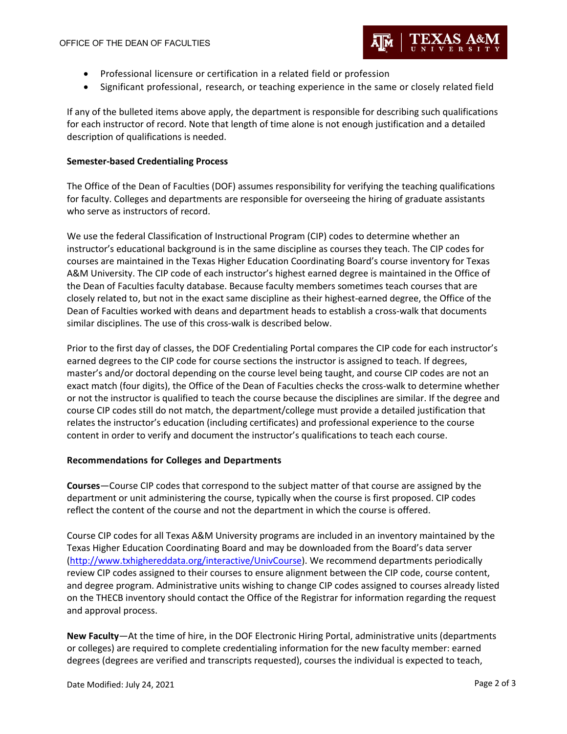- Professional licensure or certification in a related field or profession
- Significant professional, research, or teaching experience in the same or closely related field

If any of the bulleted items above apply, the department is responsible for describing such qualifications for each instructor of record. Note that length of time alone is not enough justification and a detailed description of qualifications is needed.

**Semester-based Credentialing Process**

The Office of the Dean of Faculties (DOF) assumes responsibility for verifying the teaching qualifications for faculty. Colleges and departments are responsible for overseeing the hiring of graduate assistants who serve as instructors of record.

We use the federal Classification of Instructional Program (CIP) codes to determine whether an instructor's educational background is in the same discipline as courses they teach. The CIP codes for courses are maintained in the Texas Higher Education Coordinating Board's course inventory for Texas A&M University. The CIP code of each instructor's highest earned degree is maintained in the Office of the Dean of Faculties faculty database. Because faculty members sometimes teach courses that are closely related to, but not in the exact same discipline as their highest-earned degree, the Office of the Dean of Faculties worked with deans and department heads to establish a cross-walk that documents similar disciplines. The use of this cross-walk is described below.

Prior to the first day of classes, the DOF Credentialing Portal compares the CIP code for each instructor's earned degrees to the CIP code for course sections the instructor is assigned to teach. If degrees, master's and/or doctoral depending on the course level being taught, and course CIP codes are not an exact match (four digits), the Office of the Dean of Faculties checks the cross-walk to determine whether or not the instructor is qualified to teach the course because the disciplines are similar. If the degree and course CIP codes still do not match, the department/college must provide a detailed justification that relates the instructor's education (including certificates) and professional experience to the course content in order to verify and document the instructor's qualifications to teach each course.

**Recommendations for Colleges and Departments**

**Courses**—Course CIP codes that correspond to the subject matter of that course are assigned by the department or unit administering the course, typically when the course is first proposed. CIP codes reflect the content of the course and not the department in which the course is offered.

Course CIP codes for all Texas A&M University programs are included in an inventory maintained by the Texas Higher Education Coordinating Board and may be downloaded from the Board's data server (http://www.txhighereddata.org/interactive/UnivCourse). We recommend departments periodically review CIP codes assigned to their courses to ensure alignment between the CIP code, course content, and degree program. Administrative units wishing to change CIP codes assigned to courses already listed on the THECB inventory should contact the Office of the Registrar for information regarding the request and approval process.

**New Faculty**—At the time of hire, in the DOF Electronic Hiring Portal, administrative units (departments or colleges) are required to complete credentialing information for the new faculty member: earned degrees (degrees are verified and transcripts requested), courses the individual is expected to teach,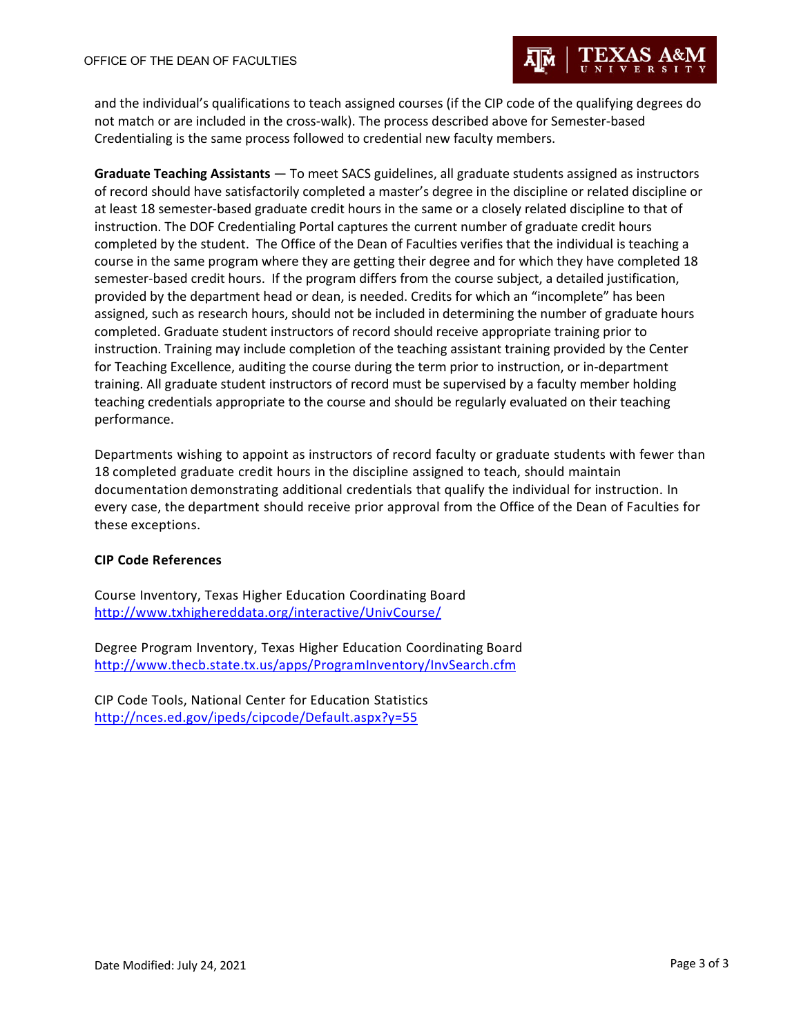and the individual's qualifications to teach assigned courses (if the CIP code of the qualifying degrees do not match or are included in the cross-walk). The process described above for Semester-based Credentialing is the same process followed to credential new faculty members.

**Graduate Teaching Assistants** — To meet SACS guidelines, all graduate students assigned as instructors of record should have satisfactorily completed a master's degree in the discipline or related discipline or at least 18 semester-based graduate credit hours in the same or a closely related discipline to that of instruction. The DOF Credentialing Portal captures the current number of graduate credit hours completed by the student. The Office of the Dean of Faculties verifies that the individual is teaching a course in the same program where they are getting their degree and for which they have completed 18 semester-based credit hours. If the program differs from the course subject, a detailed justification, provided by the department head or dean, is needed. Credits for which an "incomplete" has been assigned, such as research hours, should not be included in determining the number of graduate hours completed. Graduate student instructors of record should receive appropriate training prior to instruction. Training may include completion of the teaching assistant training provided by the Center for Teaching Excellence, auditing the course during the term prior to instruction, or in-department training. All graduate student instructors of record must be supervised by a faculty member holding teaching credentials appropriate to the course and should be regularly evaluated on their teaching performance.

Departments wishing to appoint as instructors of record faculty or graduate students with fewer than 18 completed graduate credit hours in the discipline assigned to teach, should maintain documentation demonstrating additional credentials that qualify the individual for instruction. In every case, the department should receive prior approval from the Office of the Dean of Faculties for these exceptions.

**CIP Code References**

Course Inventory, Texas Higher Education Coordinating Board
http://www.txhighereddata.org/interactive/UnivCourse/

Degree Program Inventory, Texas Higher Education Coordinating Board
http://www.thecb.state.tx.us/apps/ProgramInventory/InvSearch.cfm

CIP Code Tools, National Center for Education Statistics
http://nces.ed.gov/ipeds/cipcode/Default.aspx?y=55

Date Modified: July 24, 2021